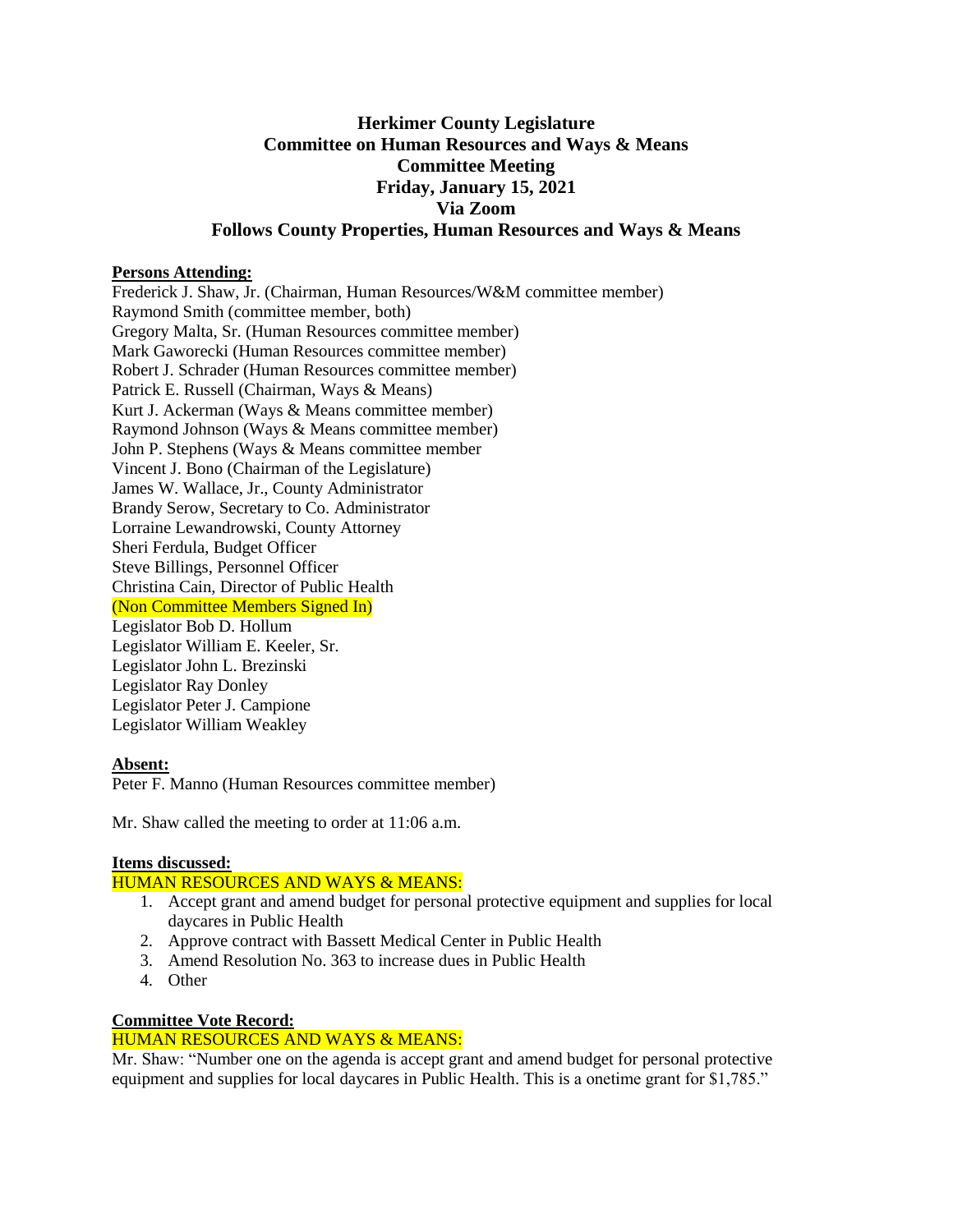# Herkimer County Legislature
## Committee on Human Resources and Ways & Means
## Committee Meeting
## Friday, January 15, 2021
## Via Zoom
## Follows County Properties, Human Resources and Ways & Means

**Persons Attending:**

Frederick J. Shaw, Jr. (Chairman, Human Resources/W&M committee member)
Raymond Smith (committee member, both)
Gregory Malta, Sr. (Human Resources committee member)
Mark Gaworecki (Human Resources committee member)
Robert J. Schrader (Human Resources committee member)
Patrick E. Russell (Chairman, Ways & Means)
Kurt J. Ackerman (Ways & Means committee member)
Raymond Johnson (Ways & Means committee member)
John P. Stephens (Ways & Means committee member
Vincent J. Bono (Chairman of the Legislature)
James W. Wallace, Jr., County Administrator
Brandy Serow, Secretary to Co. Administrator
Lorraine Lewandrowski, County Attorney
Sheri Ferdula, Budget Officer
Steve Billings, Personnel Officer
Christina Cain, Director of Public Health
(Non Committee Members Signed In)
Legislator Bob D. Hollum
Legislator William E. Keeler, Sr.
Legislator John L. Brezinski
Legislator Ray Donley
Legislator Peter J. Campione
Legislator William Weakley

**Absent:**

Peter F. Manno (Human Resources committee member)

Mr. Shaw called the meeting to order at 11:06 a.m.

**Items discussed:**

HUMAN RESOURCES AND WAYS & MEANS:

1. Accept grant and amend budget for personal protective equipment and supplies for local daycares in Public Health
2. Approve contract with Bassett Medical Center in Public Health
3. Amend Resolution No. 363 to increase dues in Public Health
4. Other

**Committee Vote Record:**

HUMAN RESOURCES AND WAYS & MEANS:

Mr. Shaw: "Number one on the agenda is accept grant and amend budget for personal protective equipment and supplies for local daycares in Public Health. This is a onetime grant for $1,785."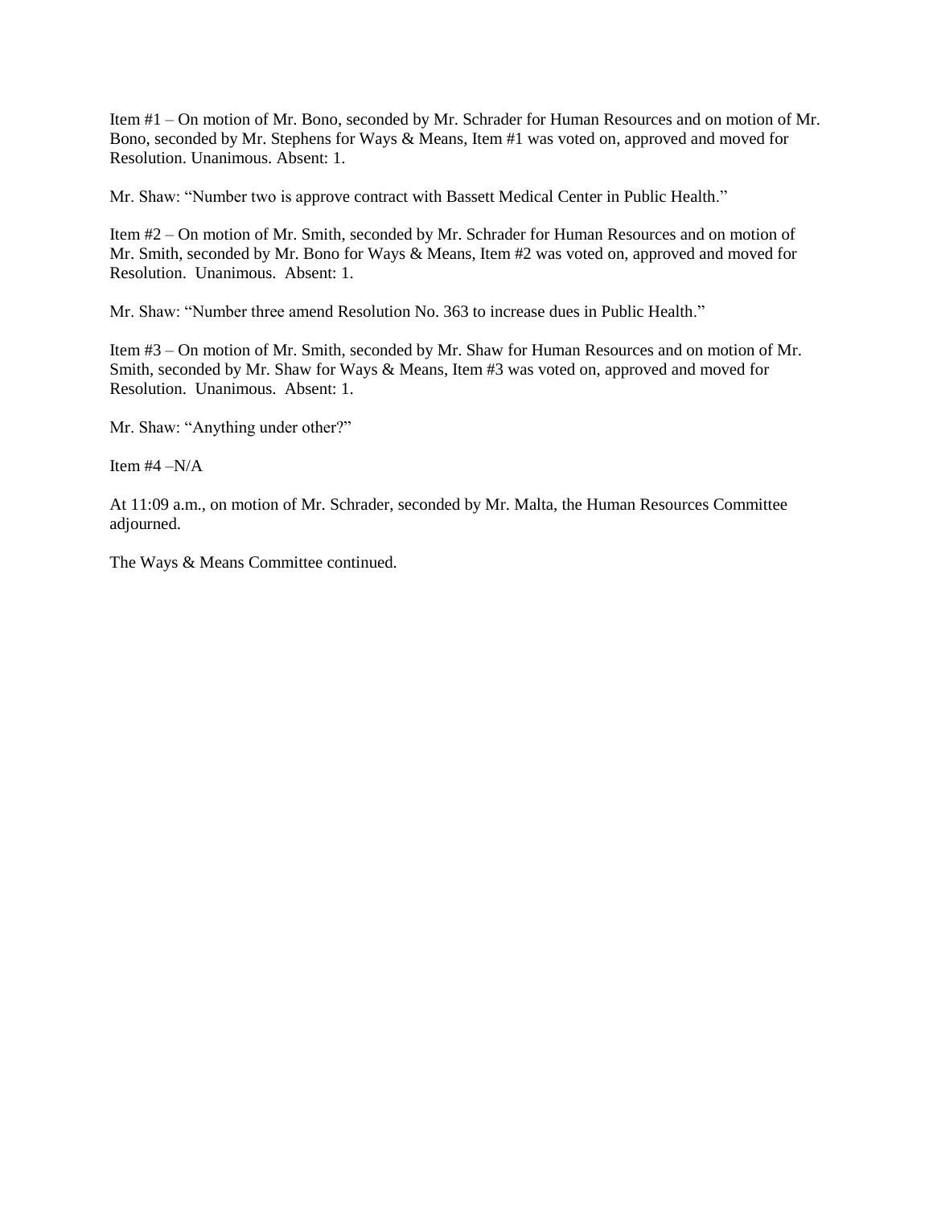Item #1 – On motion of Mr. Bono, seconded by Mr. Schrader for Human Resources and on motion of Mr. Bono, seconded by Mr. Stephens for Ways & Means, Item #1 was voted on, approved and moved for Resolution. Unanimous. Absent: 1.

Mr. Shaw: "Number two is approve contract with Bassett Medical Center in Public Health."

Item #2 – On motion of Mr. Smith, seconded by Mr. Schrader for Human Resources and on motion of Mr. Smith, seconded by Mr. Bono for Ways & Means, Item #2 was voted on, approved and moved for Resolution. Unanimous. Absent: 1.

Mr. Shaw: "Number three amend Resolution No. 363 to increase dues in Public Health."

Item #3 – On motion of Mr. Smith, seconded by Mr. Shaw for Human Resources and on motion of Mr. Smith, seconded by Mr. Shaw for Ways & Means, Item #3 was voted on, approved and moved for Resolution. Unanimous. Absent: 1.

Mr. Shaw: "Anything under other?"

Item #4 –N/A

At 11:09 a.m., on motion of Mr. Schrader, seconded by Mr. Malta, the Human Resources Committee adjourned.

The Ways & Means Committee continued.